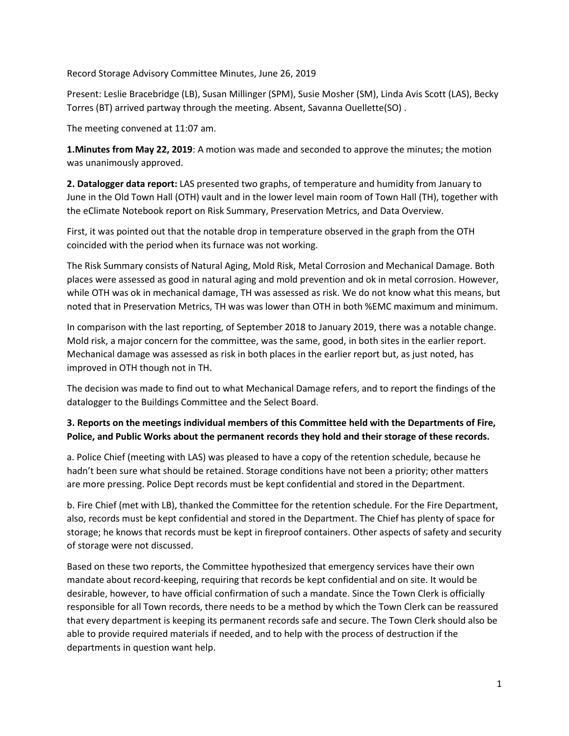Record Storage Advisory Committee Minutes, June 26, 2019

Present: Leslie Bracebridge (LB), Susan Millinger (SPM), Susie Mosher (SM), Linda Avis Scott (LAS), Becky Torres (BT) arrived partway through the meeting. Absent, Savanna Ouellette(SO) .

The meeting convened at 11:07 am.

**1.Minutes from May 22, 2019**: A motion was made and seconded to approve the minutes; the motion was unanimously approved.

**2. Datalogger data report:** LAS presented two graphs, of temperature and humidity from January to June in the Old Town Hall (OTH) vault and in the lower level main room of Town Hall (TH), together with the eClimate Notebook report on Risk Summary, Preservation Metrics, and Data Overview.

First, it was pointed out that the notable drop in temperature observed in the graph from the OTH coincided with the period when its furnace was not working.

The Risk Summary consists of Natural Aging, Mold Risk, Metal Corrosion and Mechanical Damage. Both places were assessed as good in natural aging and mold prevention and ok in metal corrosion. However, while OTH was ok in mechanical damage, TH was assessed as risk. We do not know what this means, but noted that in Preservation Metrics, TH was was lower than OTH in both %EMC maximum and minimum.

In comparison with the last reporting, of September 2018 to January 2019, there was a notable change. Mold risk, a major concern for the committee, was the same, good, in both sites in the earlier report. Mechanical damage was assessed as risk in both places in the earlier report but, as just noted, has improved in OTH though not in TH.

The decision was made to find out to what Mechanical Damage refers, and to report the findings of the datalogger to the Buildings Committee and the Select Board.

**3. Reports on the meetings individual members of this Committee held with the Departments of Fire, Police, and Public Works about the permanent records they hold and their storage of these records.**

a. Police Chief (meeting with LAS) was pleased to have a copy of the retention schedule, because he hadn't been sure what should be retained. Storage conditions have not been a priority; other matters are more pressing. Police Dept records must be kept confidential and stored in the Department.

b. Fire Chief (met with LB), thanked the Committee for the retention schedule. For the Fire Department, also, records must be kept confidential and stored in the Department. The Chief has plenty of space for storage; he knows that records must be kept in fireproof containers. Other aspects of safety and security of storage were not discussed.

Based on these two reports, the Committee hypothesized that emergency services have their own mandate about record-keeping, requiring that records be kept confidential and on site. It would be desirable, however, to have official confirmation of such a mandate. Since the Town Clerk is officially responsible for all Town records, there needs to be a method by which the Town Clerk can be reassured that every department is keeping its permanent records safe and secure. The Town Clerk should also be able to provide required materials if needed, and to help with the process of destruction if the departments in question want help.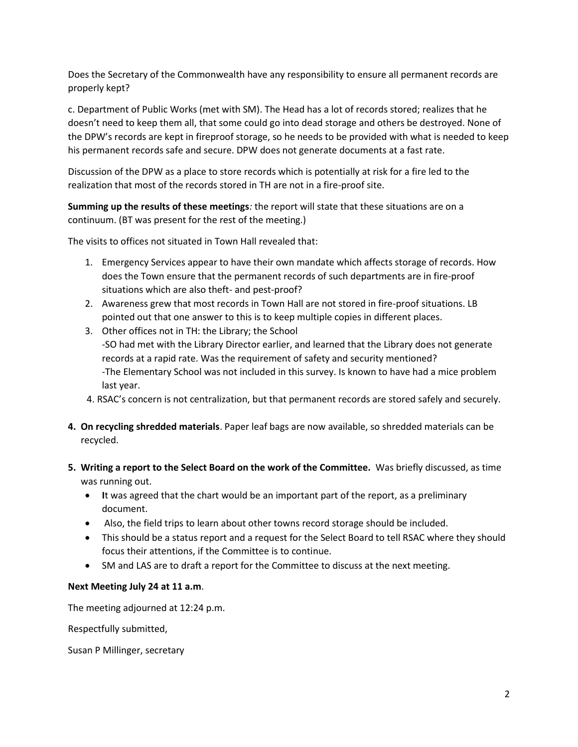Does the Secretary of the Commonwealth have any responsibility to ensure all permanent records are properly kept?

c. Department of Public Works (met with SM). The Head has a lot of records stored; realizes that he doesn't need to keep them all, that some could go into dead storage and others be destroyed. None of the DPW's records are kept in fireproof storage, so he needs to be provided with what is needed to keep his permanent records safe and secure. DPW does not generate documents at a fast rate.

Discussion of the DPW as a place to store records which is potentially at risk for a fire led to the realization that most of the records stored in TH are not in a fire-proof site.

**Summing up the results of these meetings***:* the report will state that these situations are on a continuum. (BT was present for the rest of the meeting.)

The visits to offices not situated in Town Hall revealed that:

1. Emergency Services appear to have their own mandate which affects storage of records. How does the Town ensure that the permanent records of such departments are in fire-proof situations which are also theft- and pest-proof?
2. Awareness grew that most records in Town Hall are not stored in fire-proof situations. LB pointed out that one answer to this is to keep multiple copies in different places.
3. Other offices not in TH: the Library; the School
   -SO had met with the Library Director earlier, and learned that the Library does not generate records at a rapid rate. Was the requirement of safety and security mentioned?
   -The Elementary School was not included in this survey. Is known to have had a mice problem last year.
4. RSAC's concern is not centralization, but that permanent records are stored safely and securely.

**4. On recycling shredded materials**. Paper leaf bags are now available, so shredded materials can be recycled.

**5. Writing a report to the Select Board on the work of the Committee.** Was briefly discussed, as time was running out.

- **I**t was agreed that the chart would be an important part of the report, as a preliminary document.
- Also, the field trips to learn about other towns record storage should be included.
- This should be a status report and a request for the Select Board to tell RSAC where they should focus their attentions, if the Committee is to continue.
- SM and LAS are to draft a report for the Committee to discuss at the next meeting.

**Next Meeting July 24 at 11 a.m**.

The meeting adjourned at 12:24 p.m.

Respectfully submitted,

Susan P Millinger, secretary